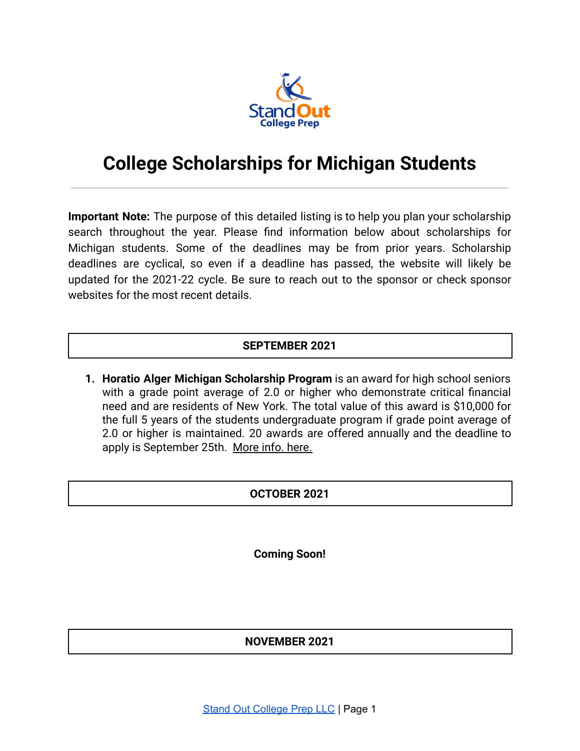# College Scholarships for Michigan Students

---

**Important Note:** The purpose of this detailed listing is to help you plan your scholarship search throughout the year. Please find information below about scholarships for Michigan students. Some of the deadlines may be from prior years. Scholarship deadlines are cyclical, so even if a deadline has passed, the website will likely be updated for the 2021-22 cycle. Be sure to reach out to the sponsor or check sponsor websites for the most recent details.

## SEPTEMBER 2021

1. **Horatio Alger Michigan Scholarship Program** is an award for high school seniors with a grade point average of 2.0 or higher who demonstrate critical financial need and are residents of New York. The total value of this award is $10,000 for the full 5 years of the students undergraduate program if grade point average of 2.0 or higher is maintained. 20 awards are offered annually and the deadline to apply is September 25th. More info. here.

## OCTOBER 2021

**Coming Soon!**

## NOVEMBER 2021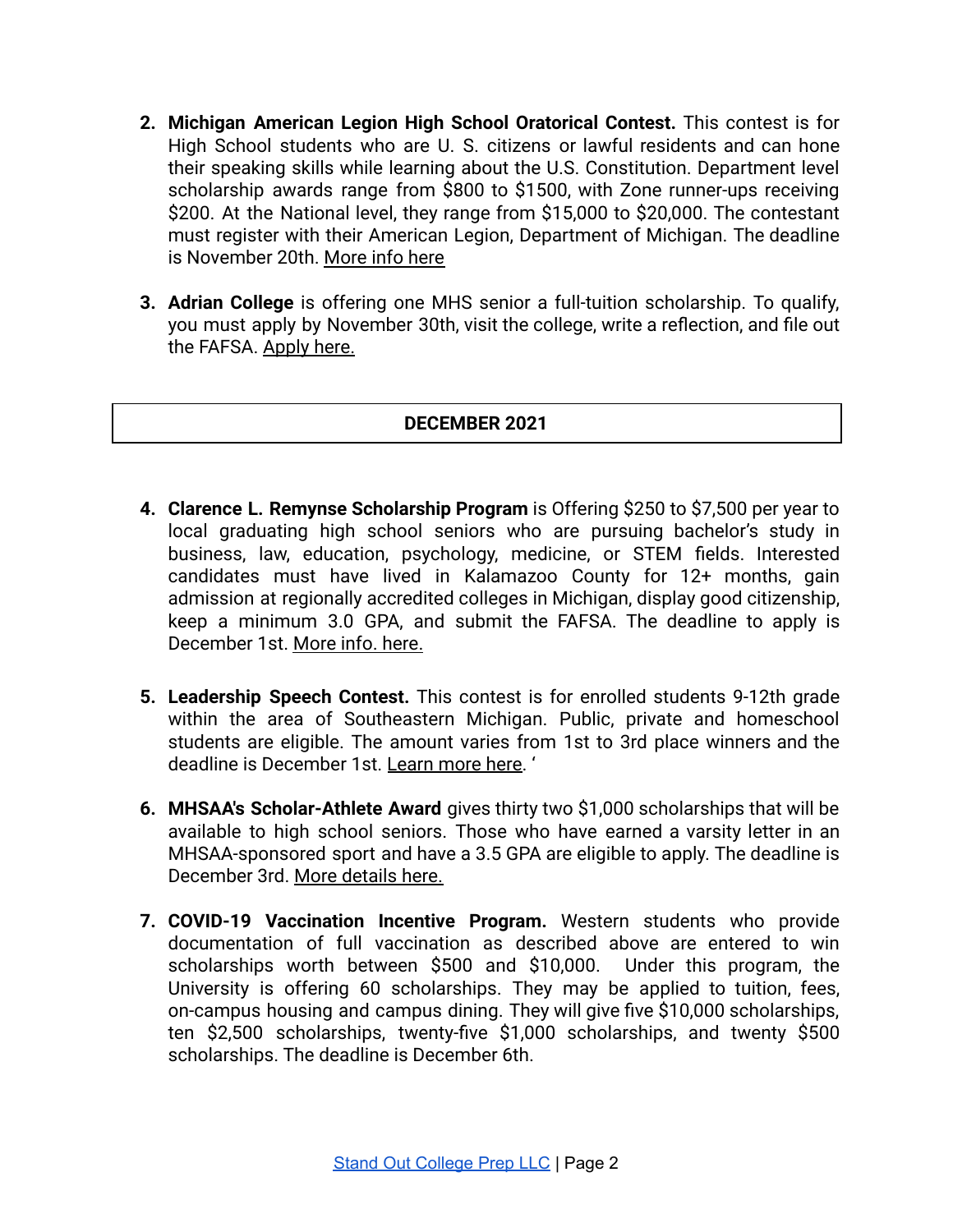2. **Michigan American Legion High School Oratorical Contest.** This contest is for High School students who are U. S. citizens or lawful residents and can hone their speaking skills while learning about the U.S. Constitution. Department level scholarship awards range from $800 to $1500, with Zone runner-ups receiving $200. At the National level, they range from $15,000 to $20,000. The contestant must register with their American Legion, Department of Michigan. The deadline is November 20th. More info here

3. **Adrian College** is offering one MHS senior a full-tuition scholarship. To qualify, you must apply by November 30th, visit the college, write a reflection, and file out the FAFSA. Apply here.

## DECEMBER 2021

4. **Clarence L. Remynse Scholarship Program** is Offering $250 to $7,500 per year to local graduating high school seniors who are pursuing bachelor's study in business, law, education, psychology, medicine, or STEM fields. Interested candidates must have lived in Kalamazoo County for 12+ months, gain admission at regionally accredited colleges in Michigan, display good citizenship, keep a minimum 3.0 GPA, and submit the FAFSA. The deadline to apply is December 1st. More info. here.

5. **Leadership Speech Contest.** This contest is for enrolled students 9-12th grade within the area of Southeastern Michigan. Public, private and homeschool students are eligible. The amount varies from 1st to 3rd place winners and the deadline is December 1st. Learn more here. '

6. **MHSAA's Scholar-Athlete Award** gives thirty two $1,000 scholarships that will be available to high school seniors. Those who have earned a varsity letter in an MHSAA-sponsored sport and have a 3.5 GPA are eligible to apply. The deadline is December 3rd. More details here.

7. **COVID-19 Vaccination Incentive Program.** Western students who provide documentation of full vaccination as described above are entered to win scholarships worth between $500 and $10,000. Under this program, the University is offering 60 scholarships. They may be applied to tuition, fees, on-campus housing and campus dining. They will give five $10,000 scholarships, ten $2,500 scholarships, twenty-five $1,000 scholarships, and twenty $500 scholarships. The deadline is December 6th.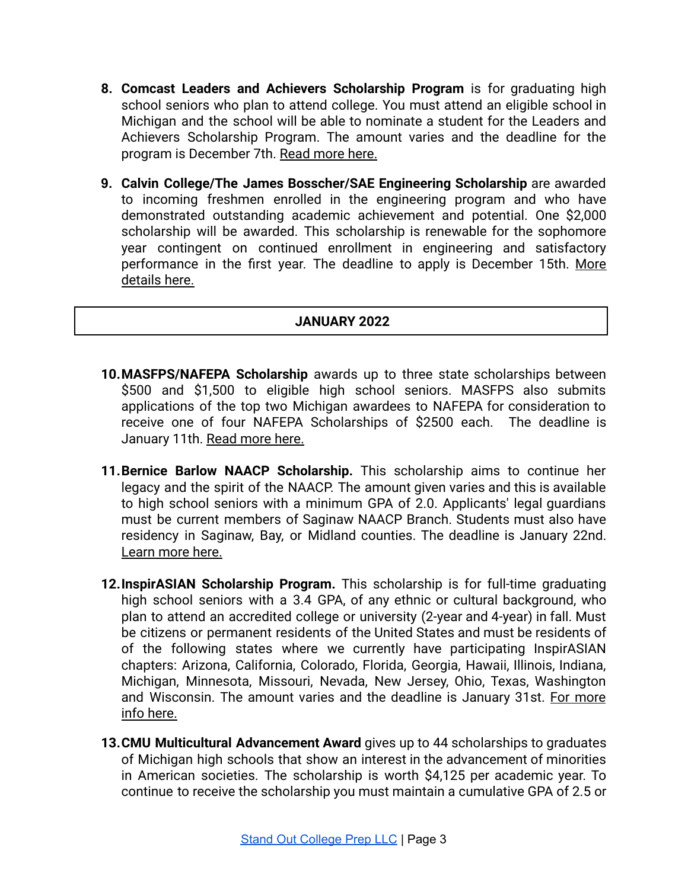8. **Comcast Leaders and Achievers Scholarship Program** is for graduating high school seniors who plan to attend college. You must attend an eligible school in Michigan and the school will be able to nominate a student for the Leaders and Achievers Scholarship Program. The amount varies and the deadline for the program is December 7th. Read more here.

9. **Calvin College/The James Bosscher/SAE Engineering Scholarship** are awarded to incoming freshmen enrolled in the engineering program and who have demonstrated outstanding academic achievement and potential. One $2,000 scholarship will be awarded. This scholarship is renewable for the sophomore year contingent on continued enrollment in engineering and satisfactory performance in the first year. The deadline to apply is December 15th. More details here.

## JANUARY 2022

10. **MASFPS/NAFEPA Scholarship** awards up to three state scholarships between $500 and $1,500 to eligible high school seniors. MASFPS also submits applications of the top two Michigan awardees to NAFEPA for consideration to receive one of four NAFEPA Scholarships of $2500 each. The deadline is January 11th. Read more here.

11. **Bernice Barlow NAACP Scholarship.** This scholarship aims to continue her legacy and the spirit of the NAACP. The amount given varies and this is available to high school seniors with a minimum GPA of 2.0. Applicants' legal guardians must be current members of Saginaw NAACP Branch. Students must also have residency in Saginaw, Bay, or Midland counties. The deadline is January 22nd. Learn more here.

12. **InspirASIAN Scholarship Program.** This scholarship is for full-time graduating high school seniors with a 3.4 GPA, of any ethnic or cultural background, who plan to attend an accredited college or university (2-year and 4-year) in fall. Must be citizens or permanent residents of the United States and must be residents of of the following states where we currently have participating InspirASIAN chapters: Arizona, California, Colorado, Florida, Georgia, Hawaii, Illinois, Indiana, Michigan, Minnesota, Missouri, Nevada, New Jersey, Ohio, Texas, Washington and Wisconsin. The amount varies and the deadline is January 31st. For more info here.

13. **CMU Multicultural Advancement Award** gives up to 44 scholarships to graduates of Michigan high schools that show an interest in the advancement of minorities in American societies. The scholarship is worth $4,125 per academic year. To continue to receive the scholarship you must maintain a cumulative GPA of 2.5 or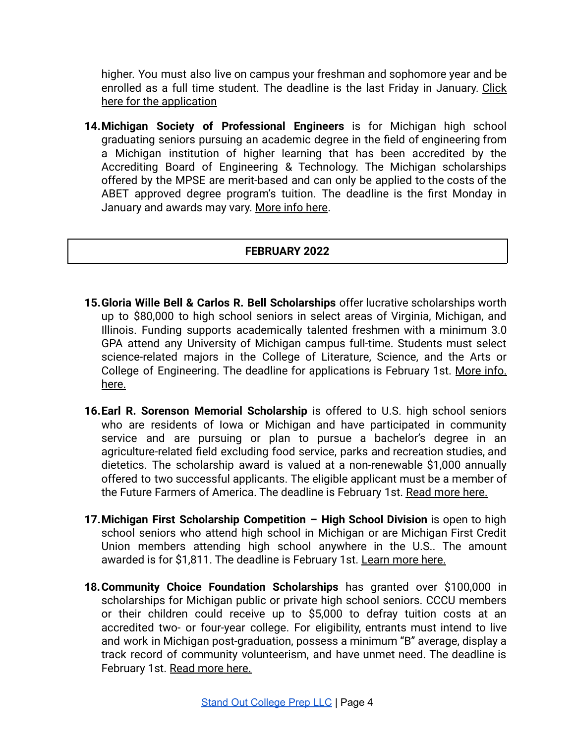higher. You must also live on campus your freshman and sophomore year and be enrolled as a full time student. The deadline is the last Friday in January. Click here for the application

14. **Michigan Society of Professional Engineers** is for Michigan high school graduating seniors pursuing an academic degree in the field of engineering from a Michigan institution of higher learning that has been accredited by the Accrediting Board of Engineering & Technology. The Michigan scholarships offered by the MPSE are merit-based and can only be applied to the costs of the ABET approved degree program's tuition. The deadline is the first Monday in January and awards may vary. More info here.

## FEBRUARY 2022

15. **Gloria Wille Bell & Carlos R. Bell Scholarships** offer lucrative scholarships worth up to $80,000 to high school seniors in select areas of Virginia, Michigan, and Illinois. Funding supports academically talented freshmen with a minimum 3.0 GPA attend any University of Michigan campus full-time. Students must select science-related majors in the College of Literature, Science, and the Arts or College of Engineering. The deadline for applications is February 1st. More info. here.

16. **Earl R. Sorenson Memorial Scholarship** is offered to U.S. high school seniors who are residents of Iowa or Michigan and have participated in community service and are pursuing or plan to pursue a bachelor's degree in an agriculture-related field excluding food service, parks and recreation studies, and dietetics. The scholarship award is valued at a non-renewable $1,000 annually offered to two successful applicants. The eligible applicant must be a member of the Future Farmers of America. The deadline is February 1st. Read more here.

17. **Michigan First Scholarship Competition – High School Division** is open to high school seniors who attend high school in Michigan or are Michigan First Credit Union members attending high school anywhere in the U.S.. The amount awarded is for $1,811. The deadline is February 1st. Learn more here.

18. **Community Choice Foundation Scholarships** has granted over $100,000 in scholarships for Michigan public or private high school seniors. CCCU members or their children could receive up to $5,000 to defray tuition costs at an accredited two- or four-year college. For eligibility, entrants must intend to live and work in Michigan post-graduation, possess a minimum "B" average, display a track record of community volunteerism, and have unmet need. The deadline is February 1st. Read more here.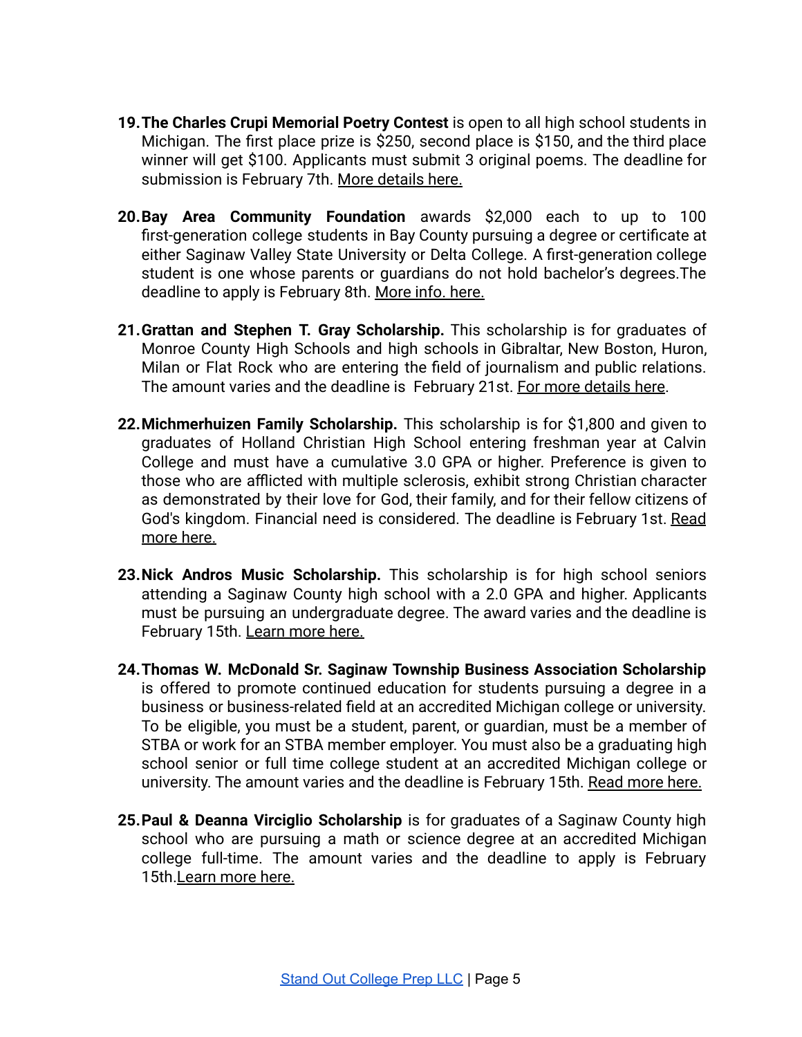19. **The Charles Crupi Memorial Poetry Contest** is open to all high school students in Michigan. The first place prize is $250, second place is $150, and the third place winner will get $100. Applicants must submit 3 original poems. The deadline for submission is February 7th. More details here.

20. **Bay Area Community Foundation** awards $2,000 each to up to 100 first-generation college students in Bay County pursuing a degree or certificate at either Saginaw Valley State University or Delta College. A first-generation college student is one whose parents or guardians do not hold bachelor's degrees.The deadline to apply is February 8th. More info. here.

21. **Grattan and Stephen T. Gray Scholarship.** This scholarship is for graduates of Monroe County High Schools and high schools in Gibraltar, New Boston, Huron, Milan or Flat Rock who are entering the field of journalism and public relations. The amount varies and the deadline is February 21st. For more details here.

22. **Michmerhuizen Family Scholarship.** This scholarship is for $1,800 and given to graduates of Holland Christian High School entering freshman year at Calvin College and must have a cumulative 3.0 GPA or higher. Preference is given to those who are afflicted with multiple sclerosis, exhibit strong Christian character as demonstrated by their love for God, their family, and for their fellow citizens of God's kingdom. Financial need is considered. The deadline is February 1st. Read more here.

23. **Nick Andros Music Scholarship.** This scholarship is for high school seniors attending a Saginaw County high school with a 2.0 GPA and higher. Applicants must be pursuing an undergraduate degree. The award varies and the deadline is February 15th. Learn more here.

24. **Thomas W. McDonald Sr. Saginaw Township Business Association Scholarship** is offered to promote continued education for students pursuing a degree in a business or business-related field at an accredited Michigan college or university. To be eligible, you must be a student, parent, or guardian, must be a member of STBA or work for an STBA member employer. You must also be a graduating high school senior or full time college student at an accredited Michigan college or university. The amount varies and the deadline is February 15th. Read more here.

25. **Paul & Deanna Virciglio Scholarship** is for graduates of a Saginaw County high school who are pursuing a math or science degree at an accredited Michigan college full-time. The amount varies and the deadline to apply is February 15th.Learn more here.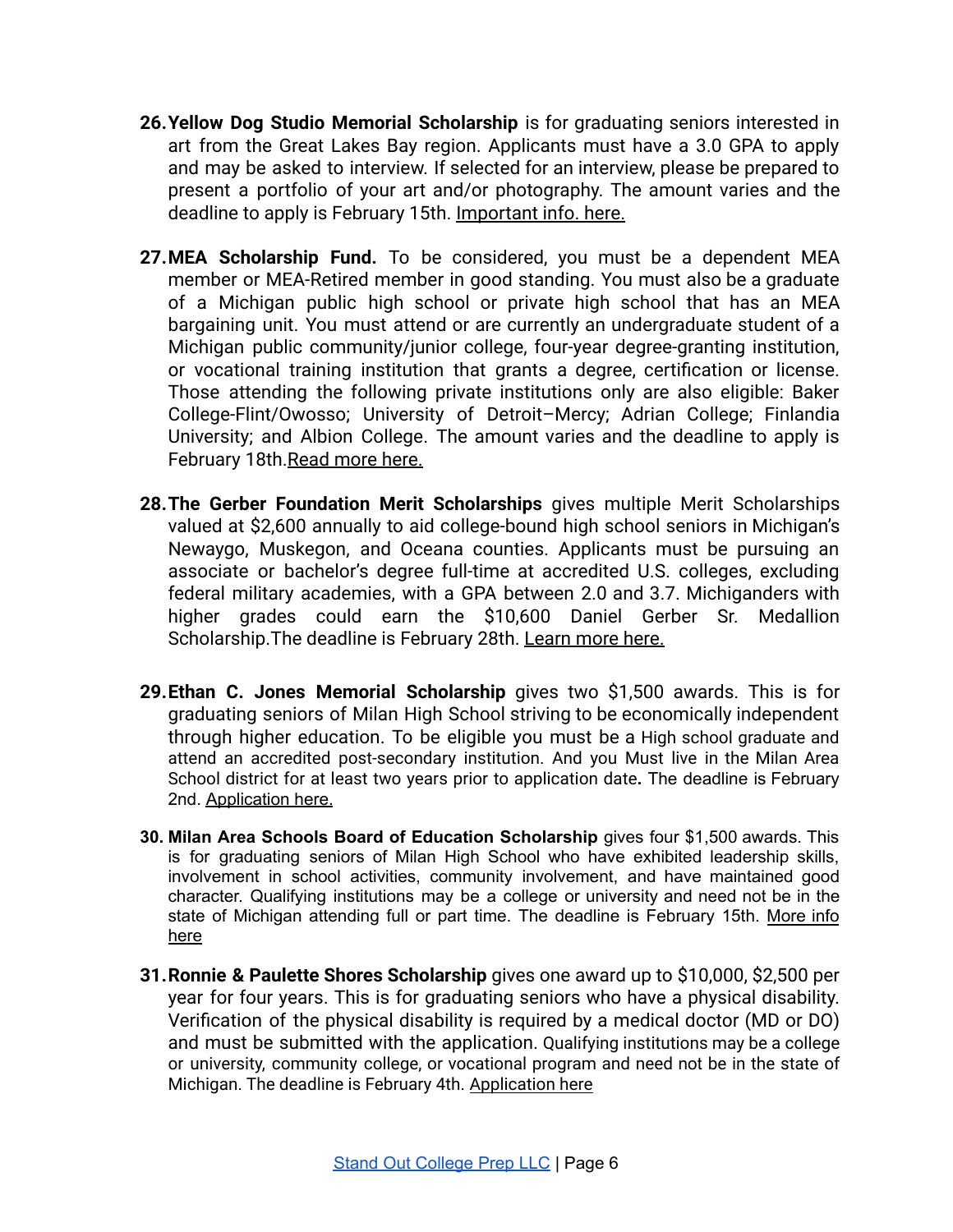26. **Yellow Dog Studio Memorial Scholarship** is for graduating seniors interested in art from the Great Lakes Bay region. Applicants must have a 3.0 GPA to apply and may be asked to interview. If selected for an interview, please be prepared to present a portfolio of your art and/or photography. The amount varies and the deadline to apply is February 15th. Important info. here.

27. **MEA Scholarship Fund.** To be considered, you must be a dependent MEA member or MEA-Retired member in good standing. You must also be a graduate of a Michigan public high school or private high school that has an MEA bargaining unit. You must attend or are currently an undergraduate student of a Michigan public community/junior college, four-year degree-granting institution, or vocational training institution that grants a degree, certification or license. Those attending the following private institutions only are also eligible: Baker College-Flint/Owosso; University of Detroit–Mercy; Adrian College; Finlandia University; and Albion College. The amount varies and the deadline to apply is February 18th.Read more here.

28. **The Gerber Foundation Merit Scholarships** gives multiple Merit Scholarships valued at $2,600 annually to aid college-bound high school seniors in Michigan's Newaygo, Muskegon, and Oceana counties. Applicants must be pursuing an associate or bachelor's degree full-time at accredited U.S. colleges, excluding federal military academies, with a GPA between 2.0 and 3.7. Michiganders with higher grades could earn the $10,600 Daniel Gerber Sr. Medallion Scholarship.The deadline is February 28th. Learn more here.

29. **Ethan C. Jones Memorial Scholarship** gives two $1,500 awards. This is for graduating seniors of Milan High School striving to be economically independent through higher education. To be eligible you must be a High school graduate and attend an accredited post-secondary institution. And you Must live in the Milan Area School district for at least two years prior to application date**.** The deadline is February 2nd. Application here.

30. **Milan Area Schools Board of Education Scholarship** gives four $1,500 awards. This is for graduating seniors of Milan High School who have exhibited leadership skills, involvement in school activities, community involvement, and have maintained good character. Qualifying institutions may be a college or university and need not be in the state of Michigan attending full or part time. The deadline is February 15th. More info here

31. **Ronnie & Paulette Shores Scholarship** gives one award up to $10,000, $2,500 per year for four years. This is for graduating seniors who have a physical disability. Verification of the physical disability is required by a medical doctor (MD or DO) and must be submitted with the application. Qualifying institutions may be a college or university, community college, or vocational program and need not be in the state of Michigan. The deadline is February 4th. Application here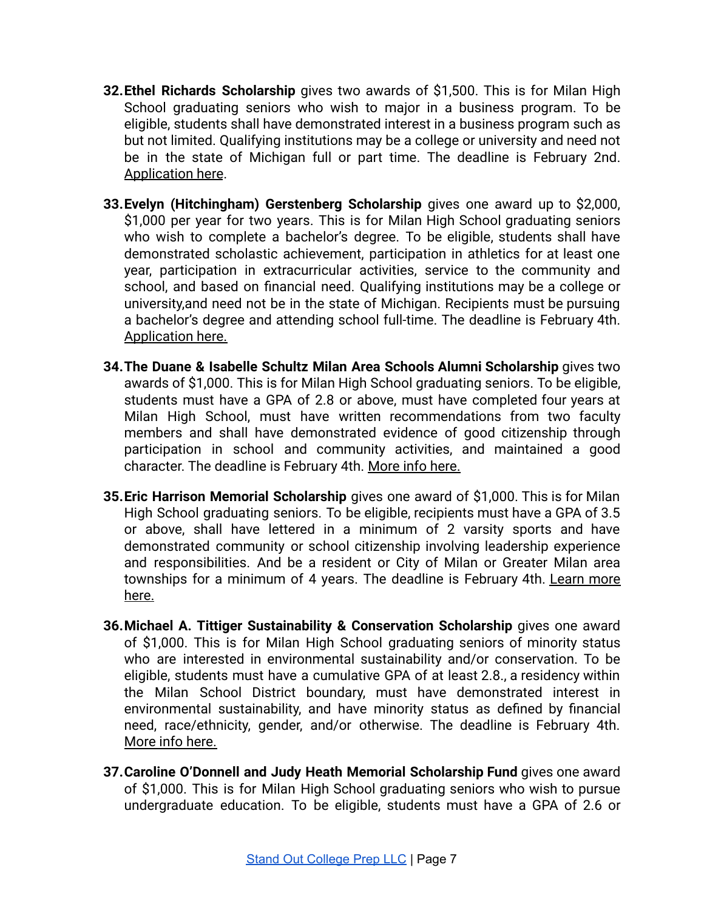32. **Ethel Richards Scholarship** gives two awards of $1,500. This is for Milan High School graduating seniors who wish to major in a business program. To be eligible, students shall have demonstrated interest in a business program such as but not limited. Qualifying institutions may be a college or university and need not be in the state of Michigan full or part time. The deadline is February 2nd. Application here.

33. **Evelyn (Hitchingham) Gerstenberg Scholarship** gives one award up to $2,000, $1,000 per year for two years. This is for Milan High School graduating seniors who wish to complete a bachelor's degree. To be eligible, students shall have demonstrated scholastic achievement, participation in athletics for at least one year, participation in extracurricular activities, service to the community and school, and based on financial need. Qualifying institutions may be a college or university,and need not be in the state of Michigan. Recipients must be pursuing a bachelor's degree and attending school full-time. The deadline is February 4th. Application here.

34. **The Duane & Isabelle Schultz Milan Area Schools Alumni Scholarship** gives two awards of $1,000. This is for Milan High School graduating seniors. To be eligible, students must have a GPA of 2.8 or above, must have completed four years at Milan High School, must have written recommendations from two faculty members and shall have demonstrated evidence of good citizenship through participation in school and community activities, and maintained a good character. The deadline is February 4th. More info here.

35. **Eric Harrison Memorial Scholarship** gives one award of $1,000. This is for Milan High School graduating seniors. To be eligible, recipients must have a GPA of 3.5 or above, shall have lettered in a minimum of 2 varsity sports and have demonstrated community or school citizenship involving leadership experience and responsibilities. And be a resident or City of Milan or Greater Milan area townships for a minimum of 4 years. The deadline is February 4th. Learn more here.

36. **Michael A. Tittiger Sustainability & Conservation Scholarship** gives one award of $1,000. This is for Milan High School graduating seniors of minority status who are interested in environmental sustainability and/or conservation. To be eligible, students must have a cumulative GPA of at least 2.8., a residency within the Milan School District boundary, must have demonstrated interest in environmental sustainability, and have minority status as defined by financial need, race/ethnicity, gender, and/or otherwise. The deadline is February 4th. More info here.

37. **Caroline O'Donnell and Judy Heath Memorial Scholarship Fund** gives one award of $1,000. This is for Milan High School graduating seniors who wish to pursue undergraduate education. To be eligible, students must have a GPA of 2.6 or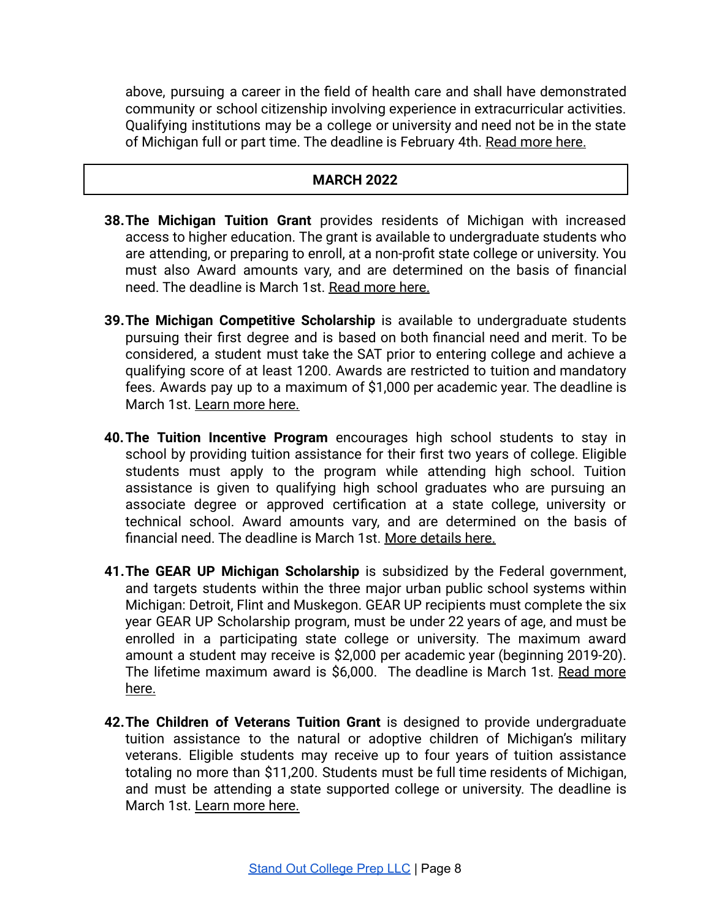above, pursuing a career in the field of health care and shall have demonstrated community or school citizenship involving experience in extracurricular activities. Qualifying institutions may be a college or university and need not be in the state of Michigan full or part time. The deadline is February 4th. Read more here.

| **MARCH 2022** |
|---|

38. **The Michigan Tuition Grant** provides residents of Michigan with increased access to higher education. The grant is available to undergraduate students who are attending, or preparing to enroll, at a non-profit state college or university. You must also Award amounts vary, and are determined on the basis of financial need. The deadline is March 1st. Read more here.

39. **The Michigan Competitive Scholarship** is available to undergraduate students pursuing their first degree and is based on both financial need and merit. To be considered, a student must take the SAT prior to entering college and achieve a qualifying score of at least 1200. Awards are restricted to tuition and mandatory fees. Awards pay up to a maximum of $1,000 per academic year. The deadline is March 1st. Learn more here.

40. **The Tuition Incentive Program** encourages high school students to stay in school by providing tuition assistance for their first two years of college. Eligible students must apply to the program while attending high school. Tuition assistance is given to qualifying high school graduates who are pursuing an associate degree or approved certification at a state college, university or technical school. Award amounts vary, and are determined on the basis of financial need. The deadline is March 1st. More details here.

41. **The GEAR UP Michigan Scholarship** is subsidized by the Federal government, and targets students within the three major urban public school systems within Michigan: Detroit, Flint and Muskegon. GEAR UP recipients must complete the six year GEAR UP Scholarship program, must be under 22 years of age, and must be enrolled in a participating state college or university. The maximum award amount a student may receive is $2,000 per academic year (beginning 2019-20). The lifetime maximum award is $6,000. The deadline is March 1st. Read more here.

42. **The Children of Veterans Tuition Grant** is designed to provide undergraduate tuition assistance to the natural or adoptive children of Michigan's military veterans. Eligible students may receive up to four years of tuition assistance totaling no more than $11,200. Students must be full time residents of Michigan, and must be attending a state supported college or university. The deadline is March 1st. Learn more here.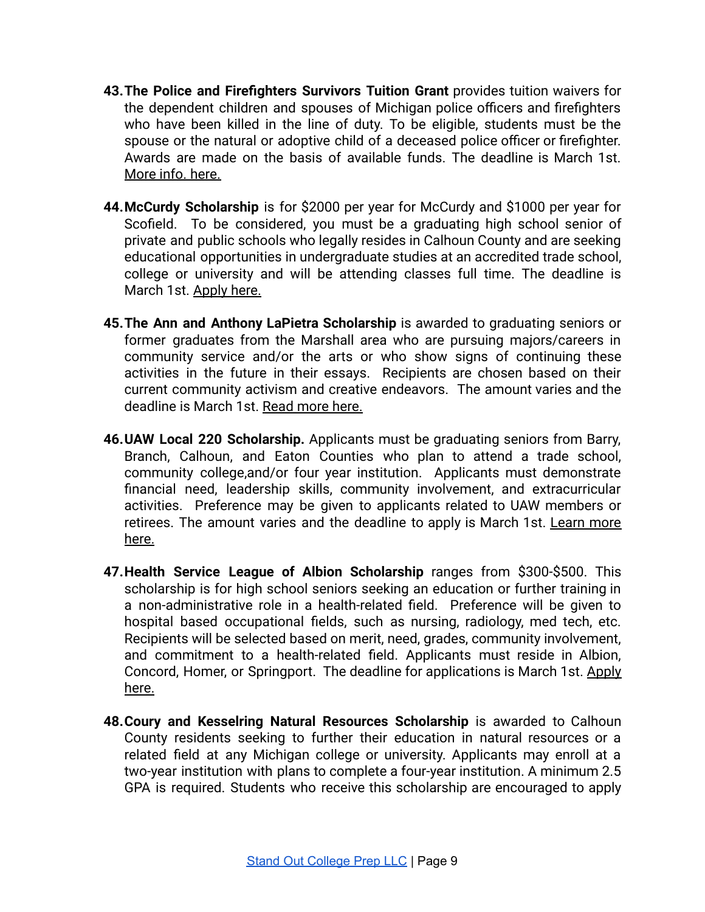43. **The Police and Firefighters Survivors Tuition Grant** provides tuition waivers for the dependent children and spouses of Michigan police officers and firefighters who have been killed in the line of duty. To be eligible, students must be the spouse or the natural or adoptive child of a deceased police officer or firefighter. Awards are made on the basis of available funds. The deadline is March 1st. More info. here.

44. **McCurdy Scholarship** is for $2000 per year for McCurdy and $1000 per year for Scofield. To be considered, you must be a graduating high school senior of private and public schools who legally resides in Calhoun County and are seeking educational opportunities in undergraduate studies at an accredited trade school, college or university and will be attending classes full time. The deadline is March 1st. Apply here.

45. **The Ann and Anthony LaPietra Scholarship** is awarded to graduating seniors or former graduates from the Marshall area who are pursuing majors/careers in community service and/or the arts or who show signs of continuing these activities in the future in their essays. Recipients are chosen based on their current community activism and creative endeavors. The amount varies and the deadline is March 1st. Read more here.

46. **UAW Local 220 Scholarship.** Applicants must be graduating seniors from Barry, Branch, Calhoun, and Eaton Counties who plan to attend a trade school, community college,and/or four year institution. Applicants must demonstrate financial need, leadership skills, community involvement, and extracurricular activities. Preference may be given to applicants related to UAW members or retirees. The amount varies and the deadline to apply is March 1st. Learn more here.

47. **Health Service League of Albion Scholarship** ranges from $300-$500. This scholarship is for high school seniors seeking an education or further training in a non-administrative role in a health-related field. Preference will be given to hospital based occupational fields, such as nursing, radiology, med tech, etc. Recipients will be selected based on merit, need, grades, community involvement, and commitment to a health-related field. Applicants must reside in Albion, Concord, Homer, or Springport. The deadline for applications is March 1st. Apply here.

48. **Coury and Kesselring Natural Resources Scholarship** is awarded to Calhoun County residents seeking to further their education in natural resources or a related field at any Michigan college or university. Applicants may enroll at a two-year institution with plans to complete a four-year institution. A minimum 2.5 GPA is required. Students who receive this scholarship are encouraged to apply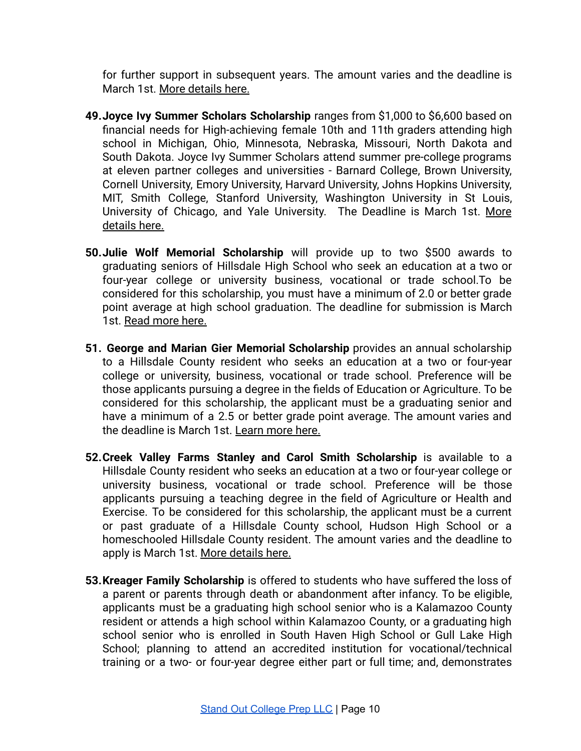for further support in subsequent years. The amount varies and the deadline is March 1st. More details here.

49. **Joyce Ivy Summer Scholars Scholarship** ranges from $1,000 to $6,600 based on financial needs for High-achieving female 10th and 11th graders attending high school in Michigan, Ohio, Minnesota, Nebraska, Missouri, North Dakota and South Dakota. Joyce Ivy Summer Scholars attend summer pre-college programs at eleven partner colleges and universities - Barnard College, Brown University, Cornell University, Emory University, Harvard University, Johns Hopkins University, MIT, Smith College, Stanford University, Washington University in St Louis, University of Chicago, and Yale University. The Deadline is March 1st. More details here.

50. **Julie Wolf Memorial Scholarship** will provide up to two $500 awards to graduating seniors of Hillsdale High School who seek an education at a two or four-year college or university business, vocational or trade school.To be considered for this scholarship, you must have a minimum of 2.0 or better grade point average at high school graduation. The deadline for submission is March 1st. Read more here.

51. **George and Marian Gier Memorial Scholarship** provides an annual scholarship to a Hillsdale County resident who seeks an education at a two or four-year college or university, business, vocational or trade school. Preference will be those applicants pursuing a degree in the fields of Education or Agriculture. To be considered for this scholarship, the applicant must be a graduating senior and have a minimum of a 2.5 or better grade point average. The amount varies and the deadline is March 1st. Learn more here.

52. **Creek Valley Farms Stanley and Carol Smith Scholarship** is available to a Hillsdale County resident who seeks an education at a two or four-year college or university business, vocational or trade school. Preference will be those applicants pursuing a teaching degree in the field of Agriculture or Health and Exercise. To be considered for this scholarship, the applicant must be a current or past graduate of a Hillsdale County school, Hudson High School or a homeschooled Hillsdale County resident. The amount varies and the deadline to apply is March 1st. More details here.

53. **Kreager Family Scholarship** is offered to students who have suffered the loss of a parent or parents through death or abandonment after infancy. To be eligible, applicants must be a graduating high school senior who is a Kalamazoo County resident or attends a high school within Kalamazoo County, or a graduating high school senior who is enrolled in South Haven High School or Gull Lake High School; planning to attend an accredited institution for vocational/technical training or a two- or four-year degree either part or full time; and, demonstrates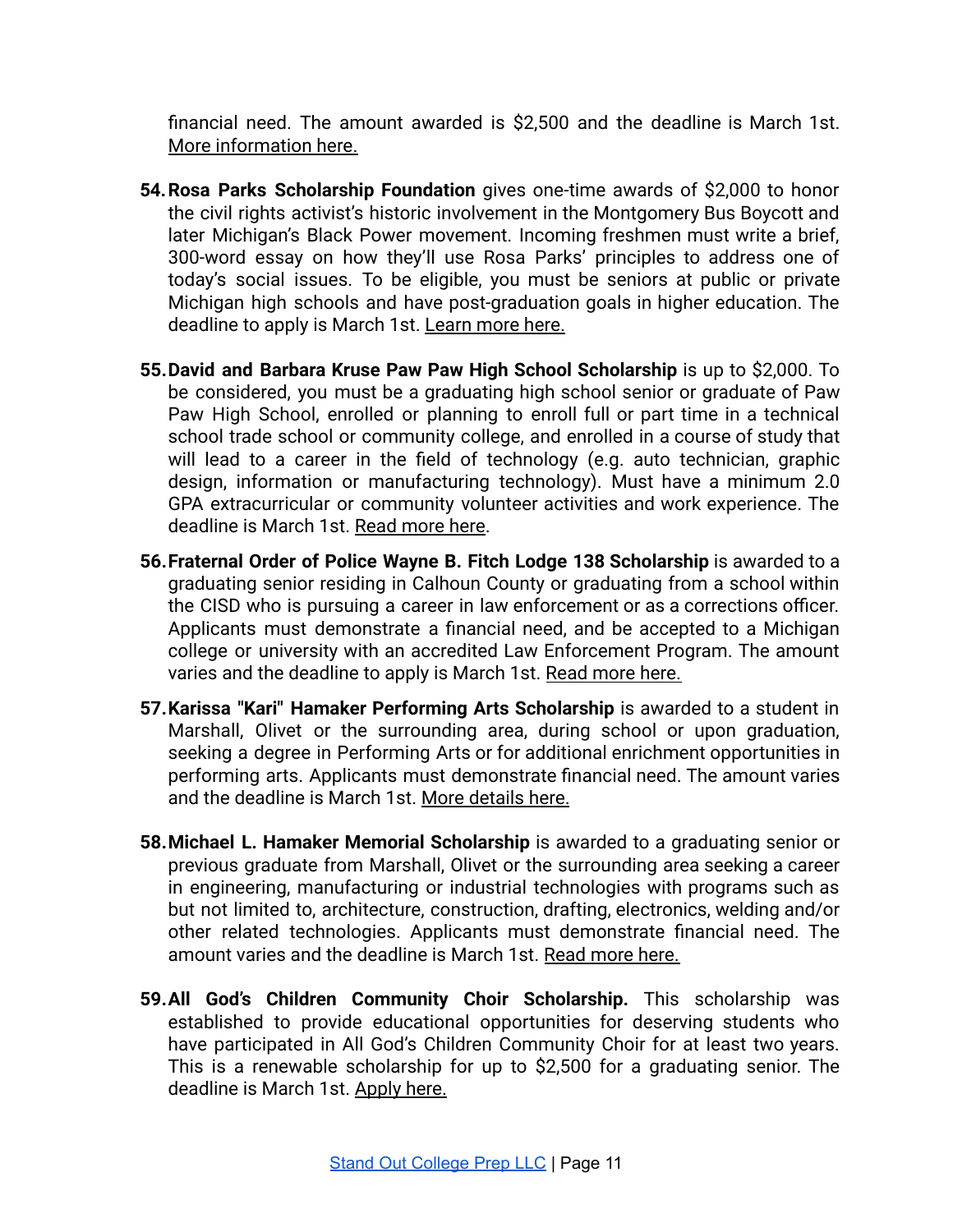financial need. The amount awarded is $2,500 and the deadline is March 1st. More information here.

54. **Rosa Parks Scholarship Foundation** gives one-time awards of $2,000 to honor the civil rights activist's historic involvement in the Montgomery Bus Boycott and later Michigan's Black Power movement. Incoming freshmen must write a brief, 300-word essay on how they'll use Rosa Parks' principles to address one of today's social issues. To be eligible, you must be seniors at public or private Michigan high schools and have post-graduation goals in higher education. The deadline to apply is March 1st. Learn more here.

55. **David and Barbara Kruse Paw Paw High School Scholarship** is up to $2,000. To be considered, you must be a graduating high school senior or graduate of Paw Paw High School, enrolled or planning to enroll full or part time in a technical school trade school or community college, and enrolled in a course of study that will lead to a career in the field of technology (e.g. auto technician, graphic design, information or manufacturing technology). Must have a minimum 2.0 GPA extracurricular or community volunteer activities and work experience. The deadline is March 1st. Read more here.

56. **Fraternal Order of Police Wayne B. Fitch Lodge 138 Scholarship** is awarded to a graduating senior residing in Calhoun County or graduating from a school within the CISD who is pursuing a career in law enforcement or as a corrections officer. Applicants must demonstrate a financial need, and be accepted to a Michigan college or university with an accredited Law Enforcement Program. The amount varies and the deadline to apply is March 1st. Read more here.

57. **Karissa "Kari" Hamaker Performing Arts Scholarship** is awarded to a student in Marshall, Olivet or the surrounding area, during school or upon graduation, seeking a degree in Performing Arts or for additional enrichment opportunities in performing arts. Applicants must demonstrate financial need. The amount varies and the deadline is March 1st. More details here.

58. **Michael L. Hamaker Memorial Scholarship** is awarded to a graduating senior or previous graduate from Marshall, Olivet or the surrounding area seeking a career in engineering, manufacturing or industrial technologies with programs such as but not limited to, architecture, construction, drafting, electronics, welding and/or other related technologies. Applicants must demonstrate financial need. The amount varies and the deadline is March 1st. Read more here.

59. **All God's Children Community Choir Scholarship.** This scholarship was established to provide educational opportunities for deserving students who have participated in All God's Children Community Choir for at least two years. This is a renewable scholarship for up to $2,500 for a graduating senior. The deadline is March 1st. Apply here.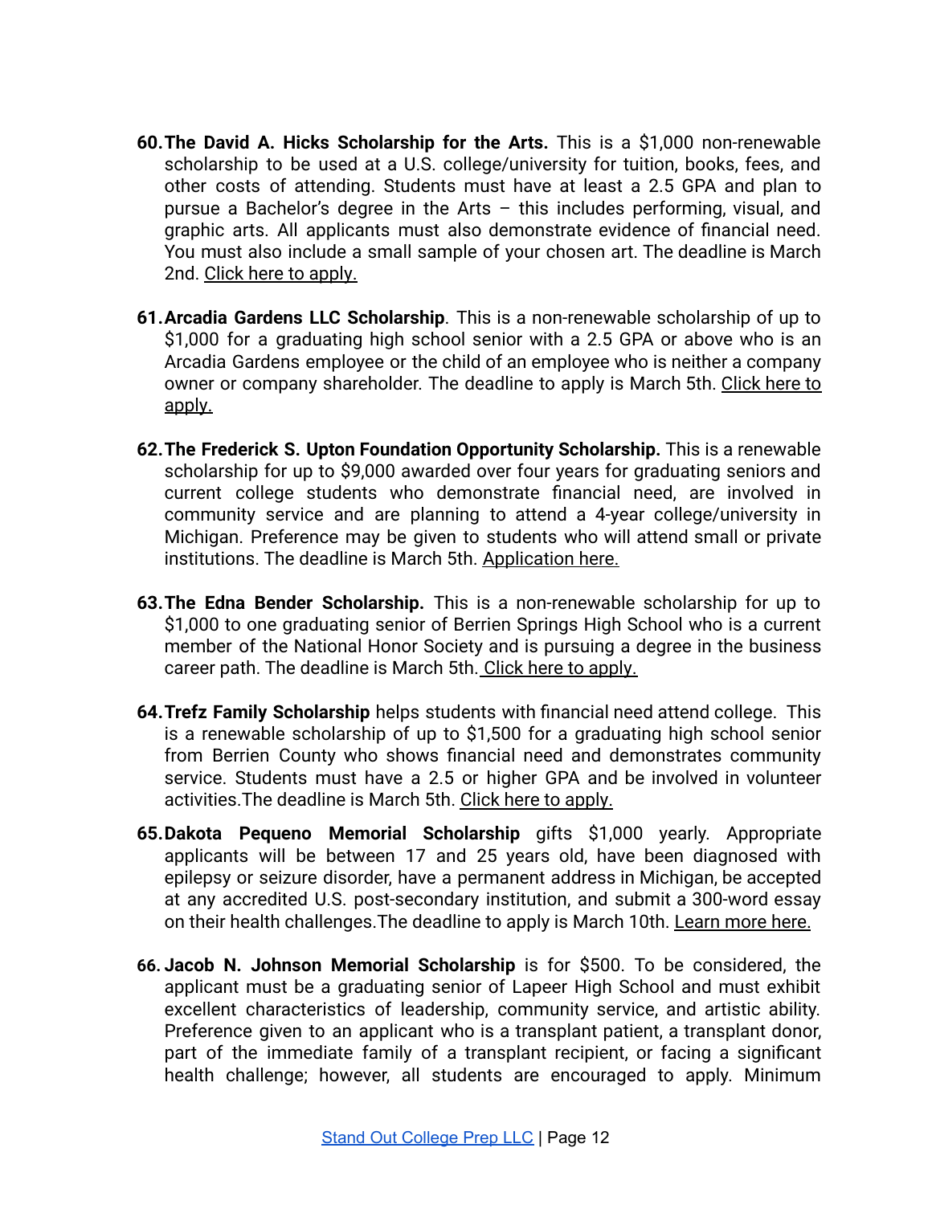60. **The David A. Hicks Scholarship for the Arts.** This is a $1,000 non-renewable scholarship to be used at a U.S. college/university for tuition, books, fees, and other costs of attending. Students must have at least a 2.5 GPA and plan to pursue a Bachelor's degree in the Arts – this includes performing, visual, and graphic arts. All applicants must also demonstrate evidence of financial need. You must also include a small sample of your chosen art. The deadline is March 2nd. Click here to apply.

61. **Arcadia Gardens LLC Scholarship**. This is a non-renewable scholarship of up to $1,000 for a graduating high school senior with a 2.5 GPA or above who is an Arcadia Gardens employee or the child of an employee who is neither a company owner or company shareholder. The deadline to apply is March 5th. Click here to apply.

62. **The Frederick S. Upton Foundation Opportunity Scholarship.** This is a renewable scholarship for up to $9,000 awarded over four years for graduating seniors and current college students who demonstrate financial need, are involved in community service and are planning to attend a 4-year college/university in Michigan. Preference may be given to students who will attend small or private institutions. The deadline is March 5th. Application here.

63. **The Edna Bender Scholarship.** This is a non-renewable scholarship for up to $1,000 to one graduating senior of Berrien Springs High School who is a current member of the National Honor Society and is pursuing a degree in the business career path. The deadline is March 5th. Click here to apply.

64. **Trefz Family Scholarship** helps students with financial need attend college. This is a renewable scholarship of up to $1,500 for a graduating high school senior from Berrien County who shows financial need and demonstrates community service. Students must have a 2.5 or higher GPA and be involved in volunteer activities.The deadline is March 5th. Click here to apply.

65. **Dakota Pequeno Memorial Scholarship** gifts $1,000 yearly. Appropriate applicants will be between 17 and 25 years old, have been diagnosed with epilepsy or seizure disorder, have a permanent address in Michigan, be accepted at any accredited U.S. post-secondary institution, and submit a 300-word essay on their health challenges.The deadline to apply is March 10th. Learn more here.

66. **Jacob N. Johnson Memorial Scholarship** is for $500. To be considered, the applicant must be a graduating senior of Lapeer High School and must exhibit excellent characteristics of leadership, community service, and artistic ability. Preference given to an applicant who is a transplant patient, a transplant donor, part of the immediate family of a transplant recipient, or facing a significant health challenge; however, all students are encouraged to apply. Minimum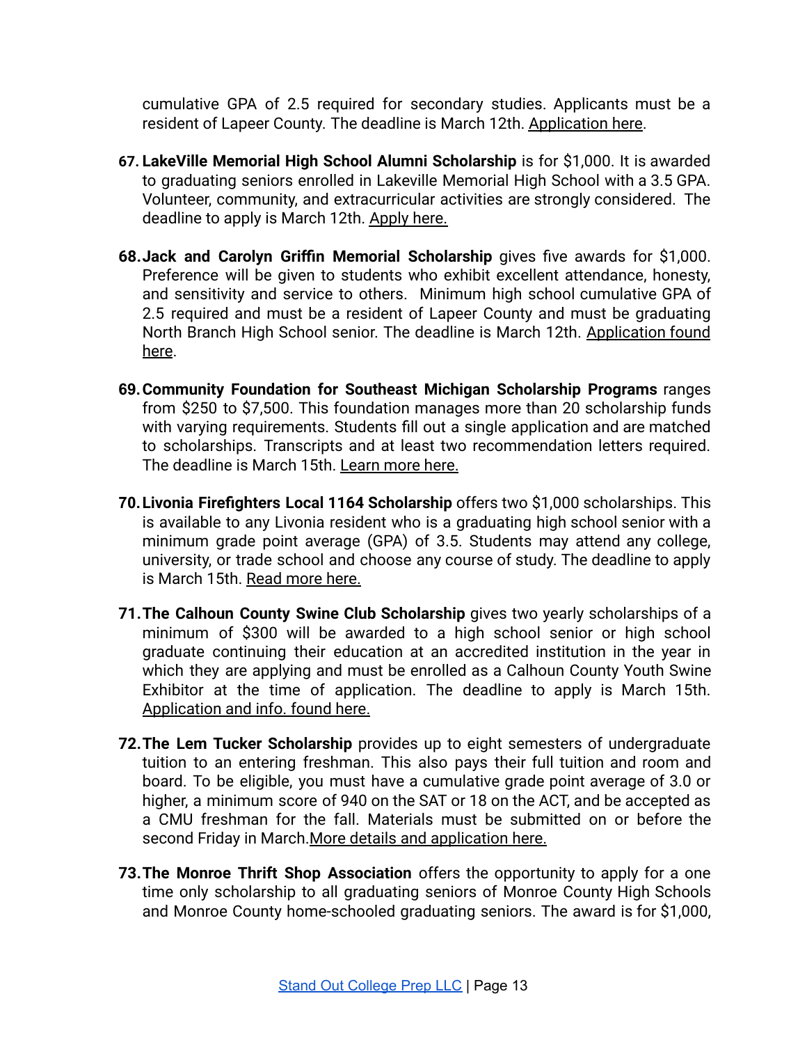cumulative GPA of 2.5 required for secondary studies. Applicants must be a resident of Lapeer County. The deadline is March 12th. Application here.

67. **LakeVille Memorial High School Alumni Scholarship** is for $1,000. It is awarded to graduating seniors enrolled in Lakeville Memorial High School with a 3.5 GPA. Volunteer, community, and extracurricular activities are strongly considered. The deadline to apply is March 12th. Apply here.

68. **Jack and Carolyn Griffin Memorial Scholarship** gives five awards for $1,000. Preference will be given to students who exhibit excellent attendance, honesty, and sensitivity and service to others. Minimum high school cumulative GPA of 2.5 required and must be a resident of Lapeer County and must be graduating North Branch High School senior. The deadline is March 12th. Application found here.

69. **Community Foundation for Southeast Michigan Scholarship Programs** ranges from $250 to $7,500. This foundation manages more than 20 scholarship funds with varying requirements. Students fill out a single application and are matched to scholarships. Transcripts and at least two recommendation letters required. The deadline is March 15th. Learn more here.

70. **Livonia Firefighters Local 1164 Scholarship** offers two $1,000 scholarships. This is available to any Livonia resident who is a graduating high school senior with a minimum grade point average (GPA) of 3.5. Students may attend any college, university, or trade school and choose any course of study. The deadline to apply is March 15th. Read more here.

71. **The Calhoun County Swine Club Scholarship** gives two yearly scholarships of a minimum of $300 will be awarded to a high school senior or high school graduate continuing their education at an accredited institution in the year in which they are applying and must be enrolled as a Calhoun County Youth Swine Exhibitor at the time of application. The deadline to apply is March 15th. Application and info. found here.

72. **The Lem Tucker Scholarship** provides up to eight semesters of undergraduate tuition to an entering freshman. This also pays their full tuition and room and board. To be eligible, you must have a cumulative grade point average of 3.0 or higher, a minimum score of 940 on the SAT or 18 on the ACT, and be accepted as a CMU freshman for the fall. Materials must be submitted on or before the second Friday in March. More details and application here.

73. **The Monroe Thrift Shop Association** offers the opportunity to apply for a one time only scholarship to all graduating seniors of Monroe County High Schools and Monroe County home-schooled graduating seniors. The award is for $1,000,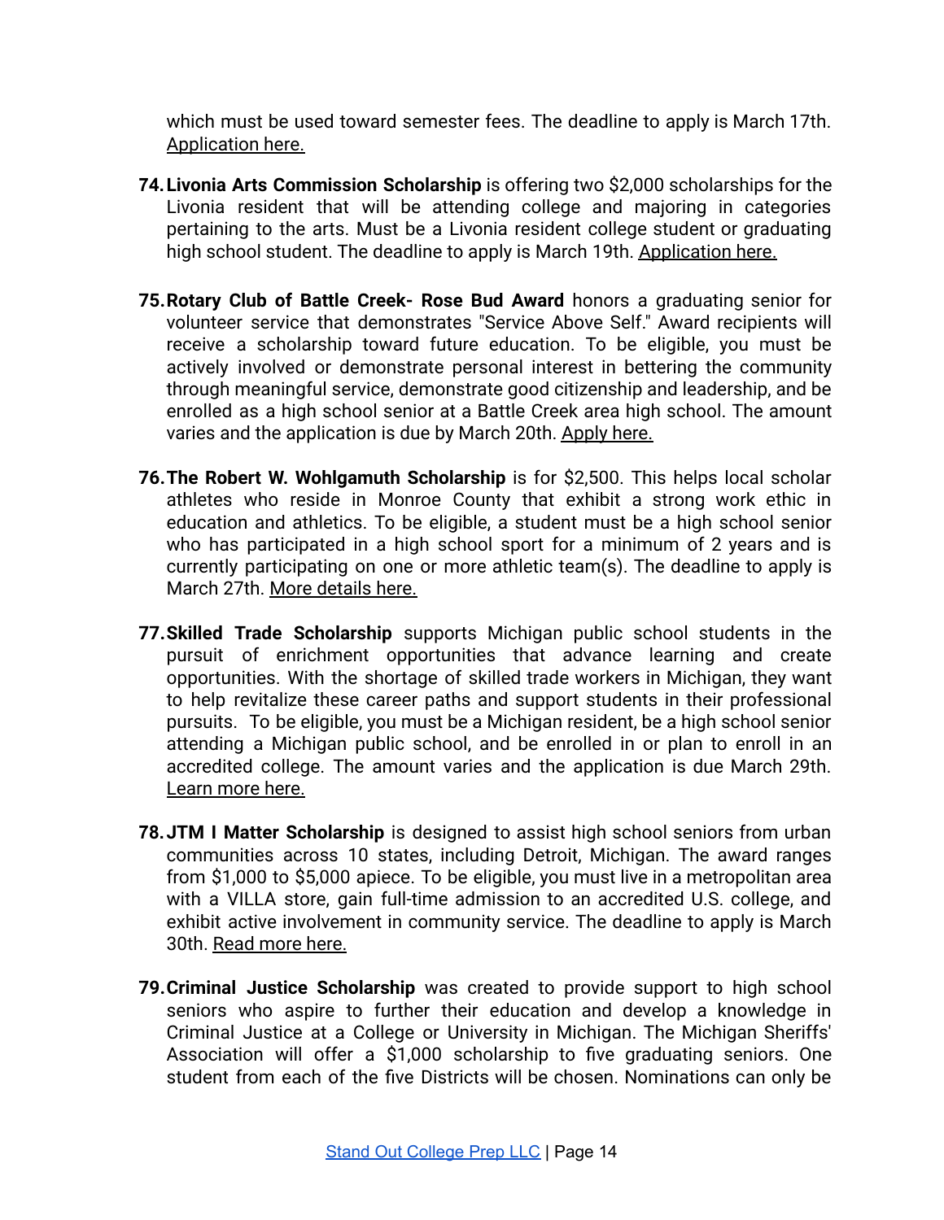which must be used toward semester fees. The deadline to apply is March 17th. Application here.

74. **Livonia Arts Commission Scholarship** is offering two $2,000 scholarships for the Livonia resident that will be attending college and majoring in categories pertaining to the arts. Must be a Livonia resident college student or graduating high school student. The deadline to apply is March 19th. Application here.

75. **Rotary Club of Battle Creek- Rose Bud Award** honors a graduating senior for volunteer service that demonstrates "Service Above Self." Award recipients will receive a scholarship toward future education. To be eligible, you must be actively involved or demonstrate personal interest in bettering the community through meaningful service, demonstrate good citizenship and leadership, and be enrolled as a high school senior at a Battle Creek area high school. The amount varies and the application is due by March 20th. Apply here.

76. **The Robert W. Wohlgamuth Scholarship** is for $2,500. This helps local scholar athletes who reside in Monroe County that exhibit a strong work ethic in education and athletics. To be eligible, a student must be a high school senior who has participated in a high school sport for a minimum of 2 years and is currently participating on one or more athletic team(s). The deadline to apply is March 27th. More details here.

77. **Skilled Trade Scholarship** supports Michigan public school students in the pursuit of enrichment opportunities that advance learning and create opportunities. With the shortage of skilled trade workers in Michigan, they want to help revitalize these career paths and support students in their professional pursuits. To be eligible, you must be a Michigan resident, be a high school senior attending a Michigan public school, and be enrolled in or plan to enroll in an accredited college. The amount varies and the application is due March 29th. Learn more here.

78. **JTM I Matter Scholarship** is designed to assist high school seniors from urban communities across 10 states, including Detroit, Michigan. The award ranges from $1,000 to $5,000 apiece. To be eligible, you must live in a metropolitan area with a VILLA store, gain full-time admission to an accredited U.S. college, and exhibit active involvement in community service. The deadline to apply is March 30th. Read more here.

79. **Criminal Justice Scholarship** was created to provide support to high school seniors who aspire to further their education and develop a knowledge in Criminal Justice at a College or University in Michigan. The Michigan Sheriffs' Association will offer a $1,000 scholarship to five graduating seniors. One student from each of the five Districts will be chosen. Nominations can only be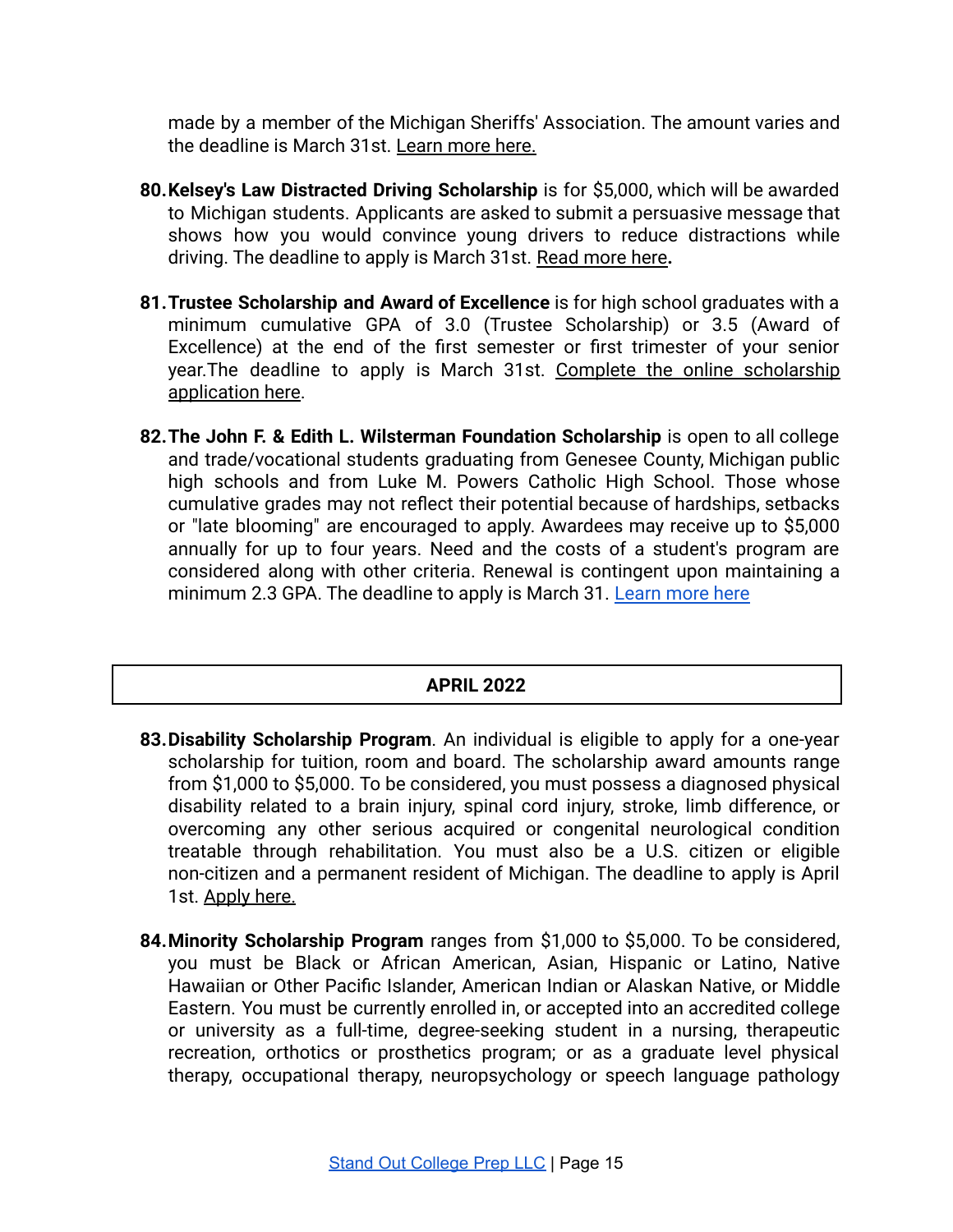made by a member of the Michigan Sheriffs' Association. The amount varies and the deadline is March 31st. Learn more here.

80. **Kelsey's Law Distracted Driving Scholarship** is for $5,000, which will be awarded to Michigan students. Applicants are asked to submit a persuasive message that shows how you would convince young drivers to reduce distractions while driving. The deadline to apply is March 31st. Read more here**.**

81. **Trustee Scholarship and Award of Excellence** is for high school graduates with a minimum cumulative GPA of 3.0 (Trustee Scholarship) or 3.5 (Award of Excellence) at the end of the first semester or first trimester of your senior year.The deadline to apply is March 31st. Complete the online scholarship application here.

82. **The John F. & Edith L. Wilsterman Foundation Scholarship** is open to all college and trade/vocational students graduating from Genesee County, Michigan public high schools and from Luke M. Powers Catholic High School. Those whose cumulative grades may not reflect their potential because of hardships, setbacks or "late blooming" are encouraged to apply. Awardees may receive up to $5,000 annually for up to four years. Need and the costs of a student's program are considered along with other criteria. Renewal is contingent upon maintaining a minimum 2.3 GPA. The deadline to apply is March 31. Learn more here

## APRIL 2022

83. **Disability Scholarship Program**. An individual is eligible to apply for a one-year scholarship for tuition, room and board. The scholarship award amounts range from $1,000 to $5,000. To be considered, you must possess a diagnosed physical disability related to a brain injury, spinal cord injury, stroke, limb difference, or overcoming any other serious acquired or congenital neurological condition treatable through rehabilitation. You must also be a U.S. citizen or eligible non-citizen and a permanent resident of Michigan. The deadline to apply is April 1st. Apply here.

84. **Minority Scholarship Program** ranges from $1,000 to $5,000. To be considered, you must be Black or African American, Asian, Hispanic or Latino, Native Hawaiian or Other Pacific Islander, American Indian or Alaskan Native, or Middle Eastern. You must be currently enrolled in, or accepted into an accredited college or university as a full-time, degree-seeking student in a nursing, therapeutic recreation, orthotics or prosthetics program; or as a graduate level physical therapy, occupational therapy, neuropsychology or speech language pathology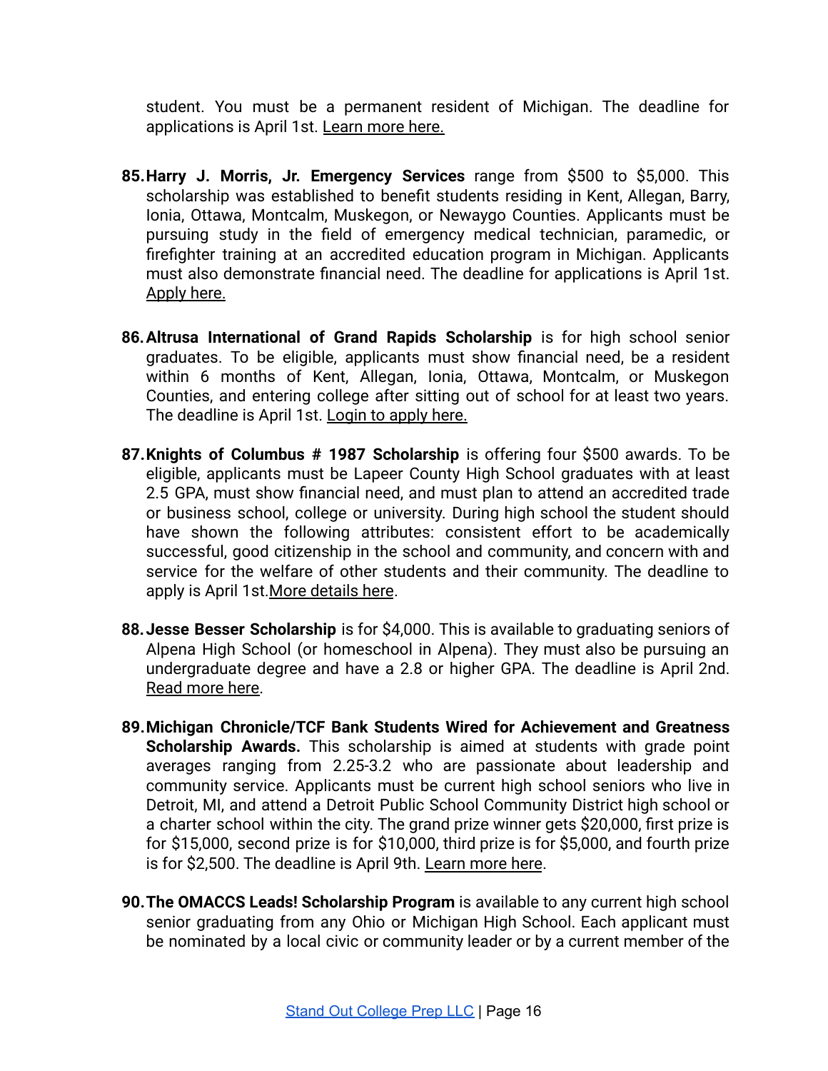student. You must be a permanent resident of Michigan. The deadline for applications is April 1st. Learn more here.

85. **Harry J. Morris, Jr. Emergency Services** range from $500 to $5,000. This scholarship was established to benefit students residing in Kent, Allegan, Barry, Ionia, Ottawa, Montcalm, Muskegon, or Newaygo Counties. Applicants must be pursuing study in the field of emergency medical technician, paramedic, or firefighter training at an accredited education program in Michigan. Applicants must also demonstrate financial need. The deadline for applications is April 1st. Apply here.

86. **Altrusa International of Grand Rapids Scholarship** is for high school senior graduates. To be eligible, applicants must show financial need, be a resident within 6 months of Kent, Allegan, Ionia, Ottawa, Montcalm, or Muskegon Counties, and entering college after sitting out of school for at least two years. The deadline is April 1st. Login to apply here.

87. **Knights of Columbus # 1987 Scholarship** is offering four $500 awards. To be eligible, applicants must be Lapeer County High School graduates with at least 2.5 GPA, must show financial need, and must plan to attend an accredited trade or business school, college or university. During high school the student should have shown the following attributes: consistent effort to be academically successful, good citizenship in the school and community, and concern with and service for the welfare of other students and their community. The deadline to apply is April 1st.More details here.

88. **Jesse Besser Scholarship** is for $4,000. This is available to graduating seniors of Alpena High School (or homeschool in Alpena). They must also be pursuing an undergraduate degree and have a 2.8 or higher GPA. The deadline is April 2nd. Read more here.

89. **Michigan Chronicle/TCF Bank Students Wired for Achievement and Greatness Scholarship Awards.** This scholarship is aimed at students with grade point averages ranging from 2.25-3.2 who are passionate about leadership and community service. Applicants must be current high school seniors who live in Detroit, MI, and attend a Detroit Public School Community District high school or a charter school within the city. The grand prize winner gets $20,000, first prize is for $15,000, second prize is for $10,000, third prize is for $5,000, and fourth prize is for $2,500. The deadline is April 9th. Learn more here.

90. **The OMACCS Leads! Scholarship Program** is available to any current high school senior graduating from any Ohio or Michigan High School. Each applicant must be nominated by a local civic or community leader or by a current member of the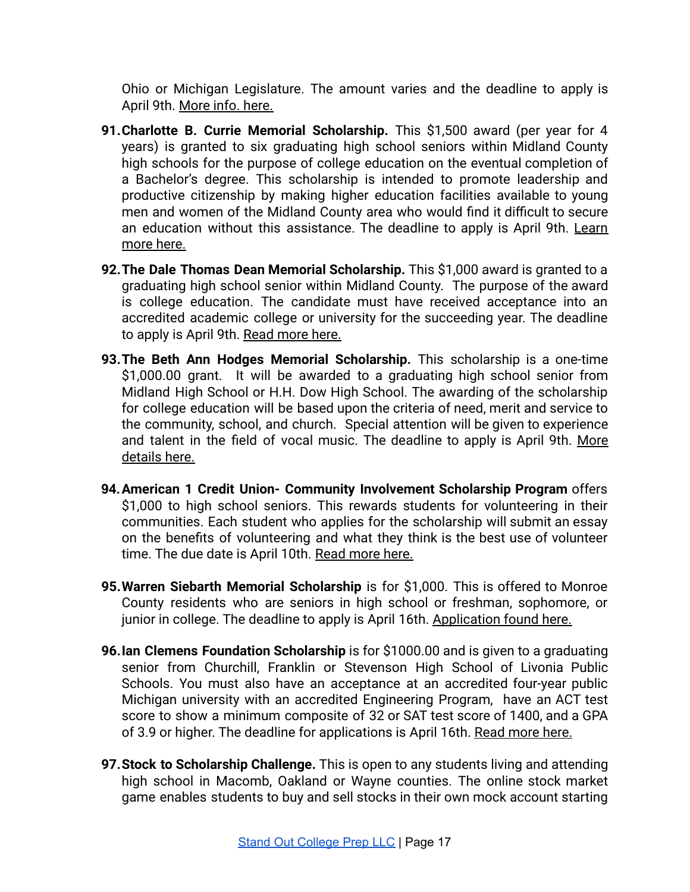Ohio or Michigan Legislature. The amount varies and the deadline to apply is April 9th. More info. here.

91. **Charlotte B. Currie Memorial Scholarship.** This $1,500 award (per year for 4 years) is granted to six graduating high school seniors within Midland County high schools for the purpose of college education on the eventual completion of a Bachelor's degree. This scholarship is intended to promote leadership and productive citizenship by making higher education facilities available to young men and women of the Midland County area who would find it difficult to secure an education without this assistance. The deadline to apply is April 9th. Learn more here.

92. **The Dale Thomas Dean Memorial Scholarship.** This $1,000 award is granted to a graduating high school senior within Midland County. The purpose of the award is college education. The candidate must have received acceptance into an accredited academic college or university for the succeeding year. The deadline to apply is April 9th. Read more here.

93. **The Beth Ann Hodges Memorial Scholarship.** This scholarship is a one-time $1,000.00 grant. It will be awarded to a graduating high school senior from Midland High School or H.H. Dow High School. The awarding of the scholarship for college education will be based upon the criteria of need, merit and service to the community, school, and church. Special attention will be given to experience and talent in the field of vocal music. The deadline to apply is April 9th. More details here.

94. **American 1 Credit Union- Community Involvement Scholarship Program** offers $1,000 to high school seniors. This rewards students for volunteering in their communities. Each student who applies for the scholarship will submit an essay on the benefits of volunteering and what they think is the best use of volunteer time. The due date is April 10th. Read more here.

95. **Warren Siebarth Memorial Scholarship** is for $1,000. This is offered to Monroe County residents who are seniors in high school or freshman, sophomore, or junior in college. The deadline to apply is April 16th. Application found here.

96. **Ian Clemens Foundation Scholarship** is for $1000.00 and is given to a graduating senior from Churchill, Franklin or Stevenson High School of Livonia Public Schools. You must also have an acceptance at an accredited four-year public Michigan university with an accredited Engineering Program, have an ACT test score to show a minimum composite of 32 or SAT test score of 1400, and a GPA of 3.9 or higher. The deadline for applications is April 16th. Read more here.

97. **Stock to Scholarship Challenge.** This is open to any students living and attending high school in Macomb, Oakland or Wayne counties. The online stock market game enables students to buy and sell stocks in their own mock account starting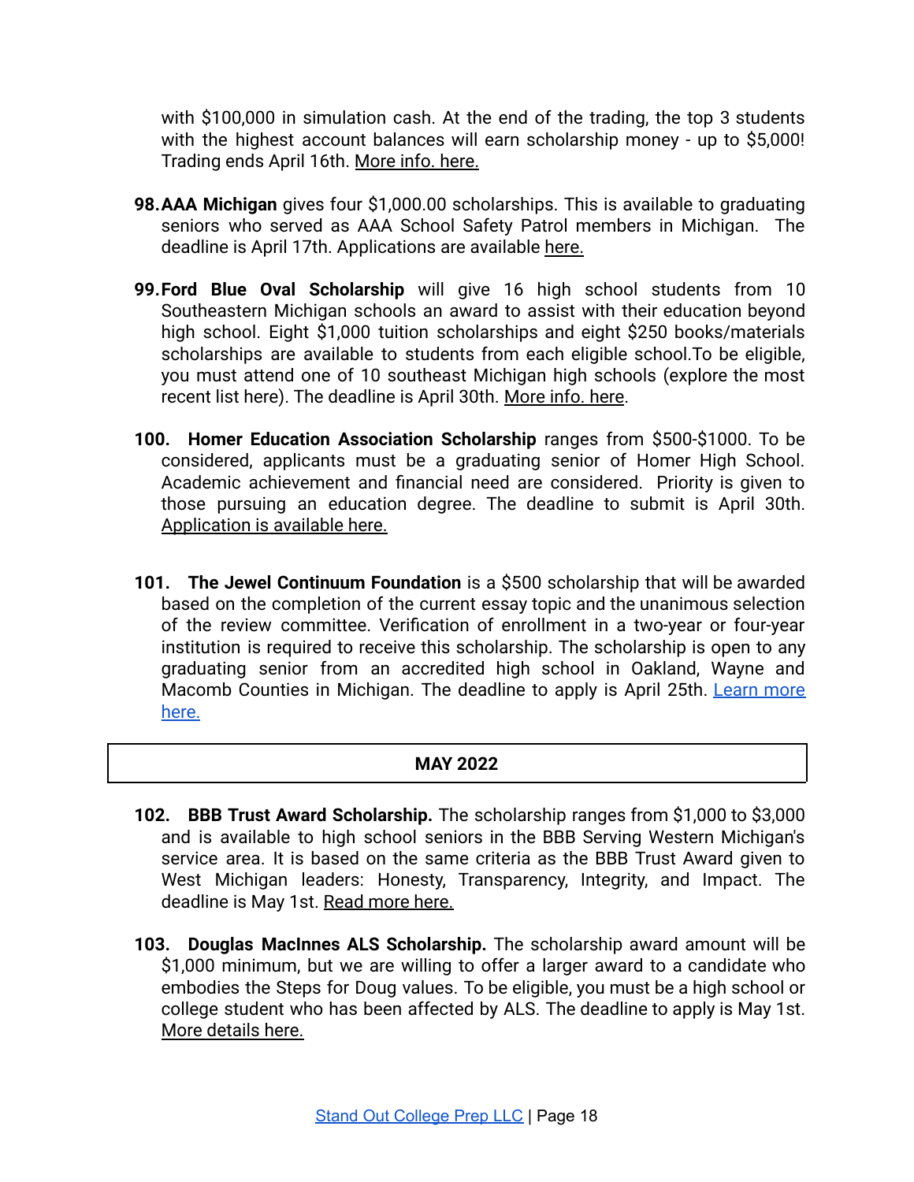with $100,000 in simulation cash. At the end of the trading, the top 3 students with the highest account balances will earn scholarship money - up to $5,000! Trading ends April 16th. More info. here.

98. **AAA Michigan** gives four $1,000.00 scholarships. This is available to graduating seniors who served as AAA School Safety Patrol members in Michigan. The deadline is April 17th. Applications are available here.

99. **Ford Blue Oval Scholarship** will give 16 high school students from 10 Southeastern Michigan schools an award to assist with their education beyond high school. Eight $1,000 tuition scholarships and eight $250 books/materials scholarships are available to students from each eligible school.To be eligible, you must attend one of 10 southeast Michigan high schools (explore the most recent list here). The deadline is April 30th. More info. here.

100. **Homer Education Association Scholarship** ranges from $500-$1000. To be considered, applicants must be a graduating senior of Homer High School. Academic achievement and financial need are considered. Priority is given to those pursuing an education degree. The deadline to submit is April 30th. Application is available here.

101. **The Jewel Continuum Foundation** is a $500 scholarship that will be awarded based on the completion of the current essay topic and the unanimous selection of the review committee. Verification of enrollment in a two-year or four-year institution is required to receive this scholarship. The scholarship is open to any graduating senior from an accredited high school in Oakland, Wayne and Macomb Counties in Michigan. The deadline to apply is April 25th. Learn more here.

## MAY 2022

102. **BBB Trust Award Scholarship.** The scholarship ranges from $1,000 to $3,000 and is available to high school seniors in the BBB Serving Western Michigan's service area. It is based on the same criteria as the BBB Trust Award given to West Michigan leaders: Honesty, Transparency, Integrity, and Impact. The deadline is May 1st. Read more here.

103. **Douglas MacInnes ALS Scholarship.** The scholarship award amount will be $1,000 minimum, but we are willing to offer a larger award to a candidate who embodies the Steps for Doug values. To be eligible, you must be a high school or college student who has been affected by ALS. The deadline to apply is May 1st. More details here.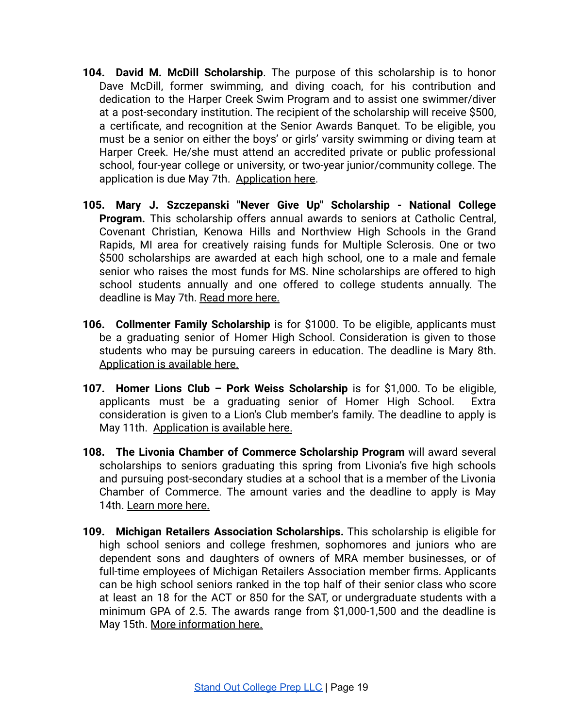104. **David M. McDill Scholarship**. The purpose of this scholarship is to honor Dave McDill, former swimming, and diving coach, for his contribution and dedication to the Harper Creek Swim Program and to assist one swimmer/diver at a post-secondary institution. The recipient of the scholarship will receive $500, a certificate, and recognition at the Senior Awards Banquet. To be eligible, you must be a senior on either the boys' or girls' varsity swimming or diving team at Harper Creek. He/she must attend an accredited private or public professional school, four-year college or university, or two-year junior/community college. The application is due May 7th. Application here.

105. **Mary J. Szczepanski "Never Give Up" Scholarship - National College Program.** This scholarship offers annual awards to seniors at Catholic Central, Covenant Christian, Kenowa Hills and Northview High Schools in the Grand Rapids, MI area for creatively raising funds for Multiple Sclerosis. One or two $500 scholarships are awarded at each high school, one to a male and female senior who raises the most funds for MS. Nine scholarships are offered to high school students annually and one offered to college students annually. The deadline is May 7th. Read more here.

106. **Collmenter Family Scholarship** is for $1000. To be eligible, applicants must be a graduating senior of Homer High School. Consideration is given to those students who may be pursuing careers in education. The deadline is Mary 8th. Application is available here.

107. **Homer Lions Club – Pork Weiss Scholarship** is for $1,000. To be eligible, applicants must be a graduating senior of Homer High School. Extra consideration is given to a Lion's Club member's family. The deadline to apply is May 11th. Application is available here.

108. **The Livonia Chamber of Commerce Scholarship Program** will award several scholarships to seniors graduating this spring from Livonia's five high schools and pursuing post-secondary studies at a school that is a member of the Livonia Chamber of Commerce. The amount varies and the deadline to apply is May 14th. Learn more here.

109. **Michigan Retailers Association Scholarships.** This scholarship is eligible for high school seniors and college freshmen, sophomores and juniors who are dependent sons and daughters of owners of MRA member businesses, or of full-time employees of Michigan Retailers Association member firms. Applicants can be high school seniors ranked in the top half of their senior class who score at least an 18 for the ACT or 850 for the SAT, or undergraduate students with a minimum GPA of 2.5. The awards range from $1,000-1,500 and the deadline is May 15th. More information here.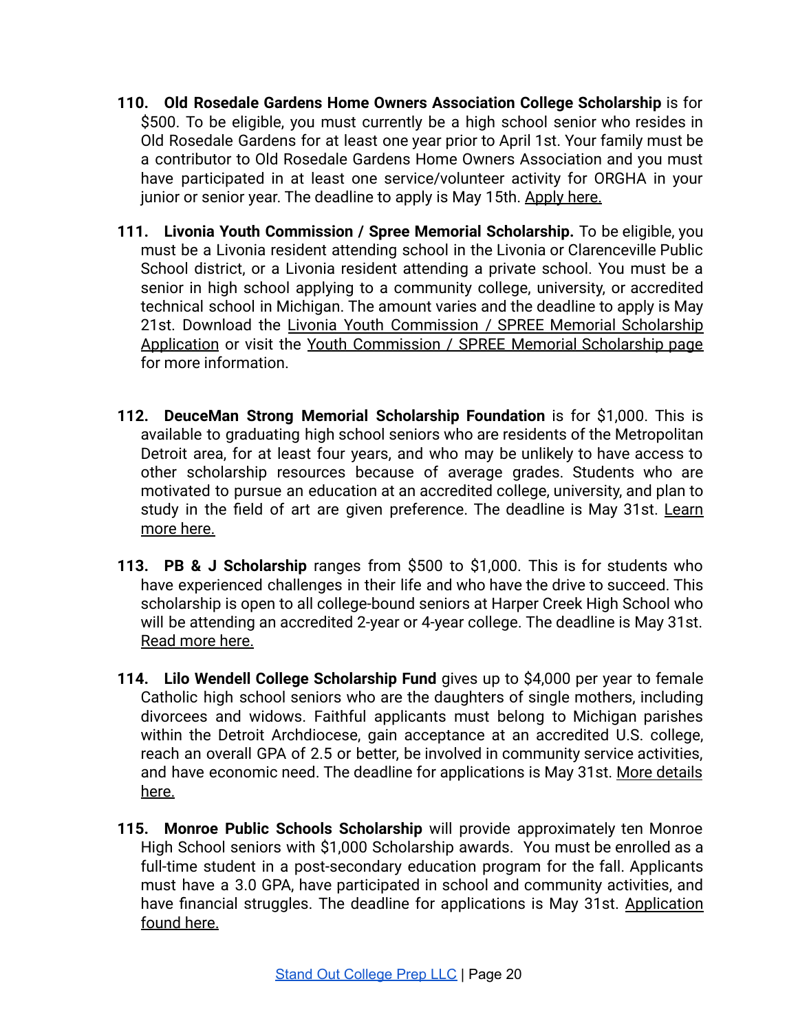110. **Old Rosedale Gardens Home Owners Association College Scholarship** is for $500. To be eligible, you must currently be a high school senior who resides in Old Rosedale Gardens for at least one year prior to April 1st. Your family must be a contributor to Old Rosedale Gardens Home Owners Association and you must have participated in at least one service/volunteer activity for ORGHA in your junior or senior year. The deadline to apply is May 15th. Apply here.

111. **Livonia Youth Commission / Spree Memorial Scholarship.** To be eligible, you must be a Livonia resident attending school in the Livonia or Clarenceville Public School district, or a Livonia resident attending a private school. You must be a senior in high school applying to a community college, university, or accredited technical school in Michigan. The amount varies and the deadline to apply is May 21st. Download the Livonia Youth Commission / SPREE Memorial Scholarship Application or visit the Youth Commission / SPREE Memorial Scholarship page for more information.

112. **DeuceMan Strong Memorial Scholarship Foundation** is for $1,000. This is available to graduating high school seniors who are residents of the Metropolitan Detroit area, for at least four years, and who may be unlikely to have access to other scholarship resources because of average grades. Students who are motivated to pursue an education at an accredited college, university, and plan to study in the field of art are given preference. The deadline is May 31st. Learn more here.

113. **PB & J Scholarship** ranges from $500 to $1,000. This is for students who have experienced challenges in their life and who have the drive to succeed. This scholarship is open to all college-bound seniors at Harper Creek High School who will be attending an accredited 2-year or 4-year college. The deadline is May 31st. Read more here.

114. **Lilo Wendell College Scholarship Fund** gives up to $4,000 per year to female Catholic high school seniors who are the daughters of single mothers, including divorcees and widows. Faithful applicants must belong to Michigan parishes within the Detroit Archdiocese, gain acceptance at an accredited U.S. college, reach an overall GPA of 2.5 or better, be involved in community service activities, and have economic need. The deadline for applications is May 31st. More details here.

115. **Monroe Public Schools Scholarship** will provide approximately ten Monroe High School seniors with $1,000 Scholarship awards. You must be enrolled as a full-time student in a post-secondary education program for the fall. Applicants must have a 3.0 GPA, have participated in school and community activities, and have financial struggles. The deadline for applications is May 31st. Application found here.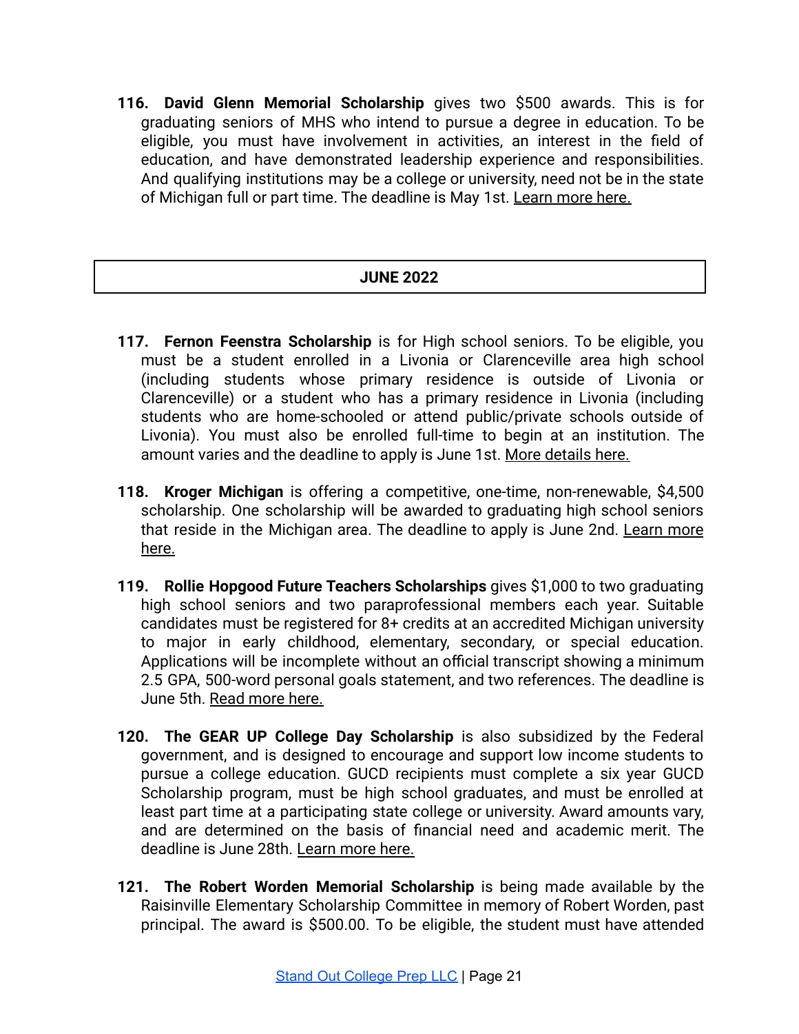116. **David Glenn Memorial Scholarship** gives two $500 awards. This is for graduating seniors of MHS who intend to pursue a degree in education. To be eligible, you must have involvement in activities, an interest in the field of education, and have demonstrated leadership experience and responsibilities. And qualifying institutions may be a college or university, need not be in the state of Michigan full or part time. The deadline is May 1st. Learn more here.

## JUNE 2022

117. **Fernon Feenstra Scholarship** is for High school seniors. To be eligible, you must be a student enrolled in a Livonia or Clarenceville area high school (including students whose primary residence is outside of Livonia or Clarenceville) or a student who has a primary residence in Livonia (including students who are home-schooled or attend public/private schools outside of Livonia). You must also be enrolled full-time to begin at an institution. The amount varies and the deadline to apply is June 1st. More details here.

118. **Kroger Michigan** is offering a competitive, one-time, non-renewable, $4,500 scholarship. One scholarship will be awarded to graduating high school seniors that reside in the Michigan area. The deadline to apply is June 2nd. Learn more here.

119. **Rollie Hopgood Future Teachers Scholarships** gives $1,000 to two graduating high school seniors and two paraprofessional members each year. Suitable candidates must be registered for 8+ credits at an accredited Michigan university to major in early childhood, elementary, secondary, or special education. Applications will be incomplete without an official transcript showing a minimum 2.5 GPA, 500-word personal goals statement, and two references. The deadline is June 5th. Read more here.

120. **The GEAR UP College Day Scholarship** is also subsidized by the Federal government, and is designed to encourage and support low income students to pursue a college education. GUCD recipients must complete a six year GUCD Scholarship program, must be high school graduates, and must be enrolled at least part time at a participating state college or university. Award amounts vary, and are determined on the basis of financial need and academic merit. The deadline is June 28th. Learn more here.

121. **The Robert Worden Memorial Scholarship** is being made available by the Raisinville Elementary Scholarship Committee in memory of Robert Worden, past principal. The award is $500.00. To be eligible, the student must have attended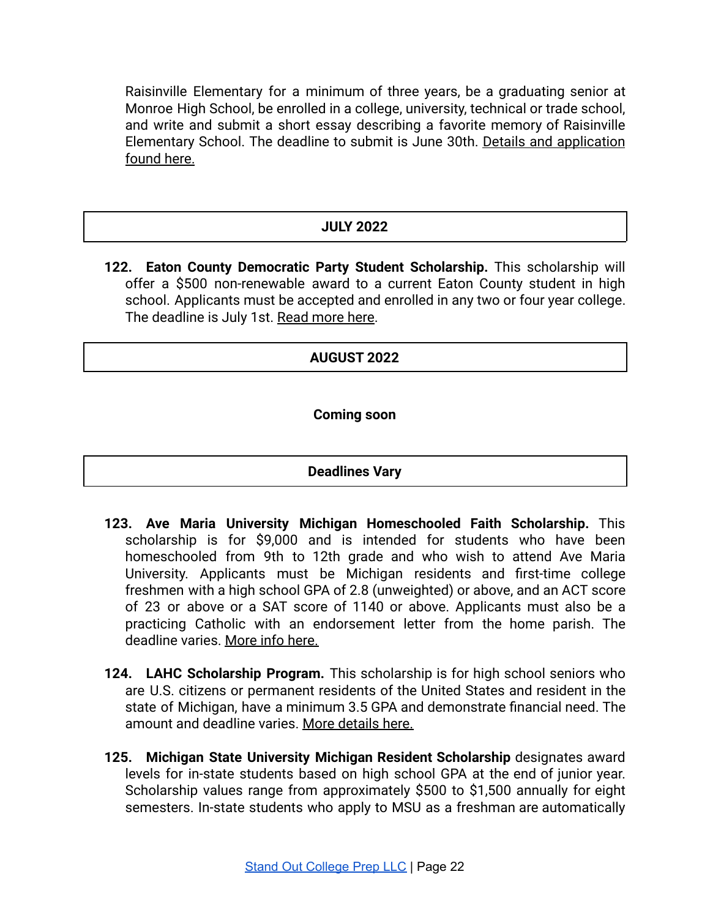Raisinville Elementary for a minimum of three years, be a graduating senior at Monroe High School, be enrolled in a college, university, technical or trade school, and write and submit a short essay describing a favorite memory of Raisinville Elementary School. The deadline to submit is June 30th. Details and application found here.

## JULY 2022

122. **Eaton County Democratic Party Student Scholarship.** This scholarship will offer a $500 non-renewable award to a current Eaton County student in high school. Applicants must be accepted and enrolled in any two or four year college. The deadline is July 1st. Read more here.

## AUGUST 2022

**Coming soon**

## Deadlines Vary

123. **Ave Maria University Michigan Homeschooled Faith Scholarship.** This scholarship is for $9,000 and is intended for students who have been homeschooled from 9th to 12th grade and who wish to attend Ave Maria University. Applicants must be Michigan residents and first-time college freshmen with a high school GPA of 2.8 (unweighted) or above, and an ACT score of 23 or above or a SAT score of 1140 or above. Applicants must also be a practicing Catholic with an endorsement letter from the home parish. The deadline varies. More info here.

124. **LAHC Scholarship Program.** This scholarship is for high school seniors who are U.S. citizens or permanent residents of the United States and resident in the state of Michigan, have a minimum 3.5 GPA and demonstrate financial need. The amount and deadline varies. More details here.

125. **Michigan State University Michigan Resident Scholarship** designates award levels for in-state students based on high school GPA at the end of junior year. Scholarship values range from approximately $500 to $1,500 annually for eight semesters. In-state students who apply to MSU as a freshman are automatically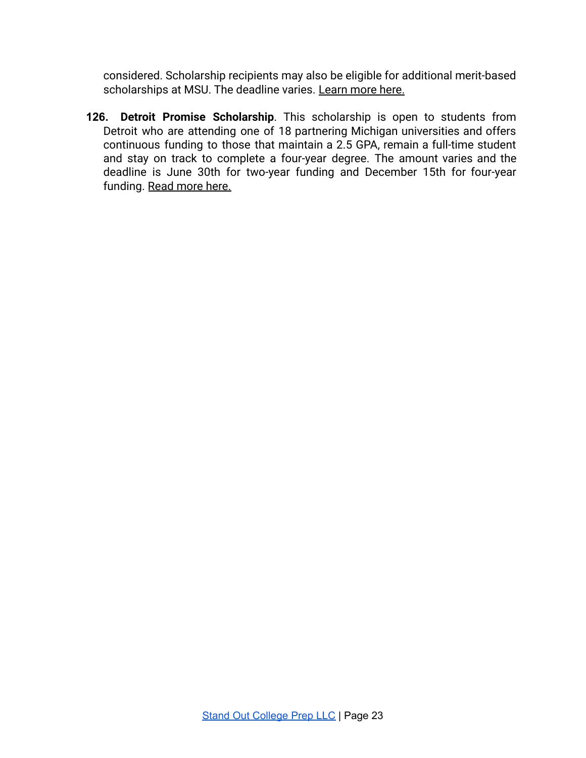considered. Scholarship recipients may also be eligible for additional merit-based scholarships at MSU. The deadline varies. Learn more here.

126. **Detroit Promise Scholarship**. This scholarship is open to students from Detroit who are attending one of 18 partnering Michigan universities and offers continuous funding to those that maintain a 2.5 GPA, remain a full-time student and stay on track to complete a four-year degree. The amount varies and the deadline is June 30th for two-year funding and December 15th for four-year funding. Read more here.